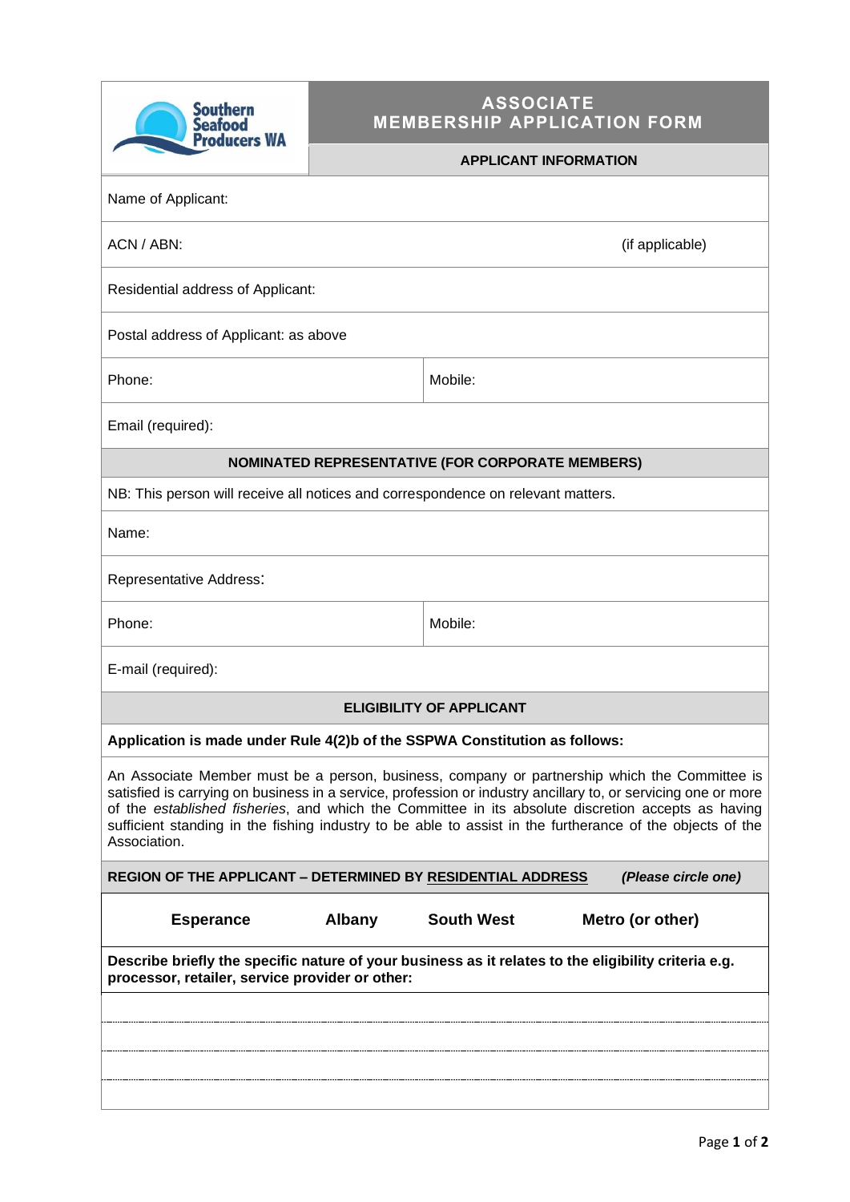Southern Seafood Producers WA

# ASSOCIATE MEMBERSHIP APPLICATION FORM

**APPLICANT INFORMATION**

Name of Applicant:

ACN / ABN: (if applicable)

Residential address of Applicant:

Postal address of Applicant: as above

| Phone: | Mobile: |
|---|---|

Email (required):

**NOMINATED REPRESENTATIVE (FOR CORPORATE MEMBERS)**

NB: This person will receive all notices and correspondence on relevant matters.

Name:

Representative Address:

| Phone: | Mobile: |
|---|---|

E-mail (required):

**ELIGIBILITY OF APPLICANT**

**Application is made under Rule 4(2)b of the SSPWA Constitution as follows:**

An Associate Member must be a person, business, company or partnership which the Committee is satisfied is carrying on business in a service, profession or industry ancillary to, or servicing one or more of the *established fisheries*, and which the Committee in its absolute discretion accepts as having sufficient standing in the fishing industry to be able to assist in the furtherance of the objects of the Association.

**REGION OF THE APPLICANT – DETERMINED BY RESIDENTIAL ADDRESS** ***(Please circle one)***

| **Esperance** | **Albany** | **South West** | **Metro (or other)** |
|---|---|---|---|

**Describe briefly the specific nature of your business as it relates to the eligibility criteria e.g. processor, retailer, service provider or other:**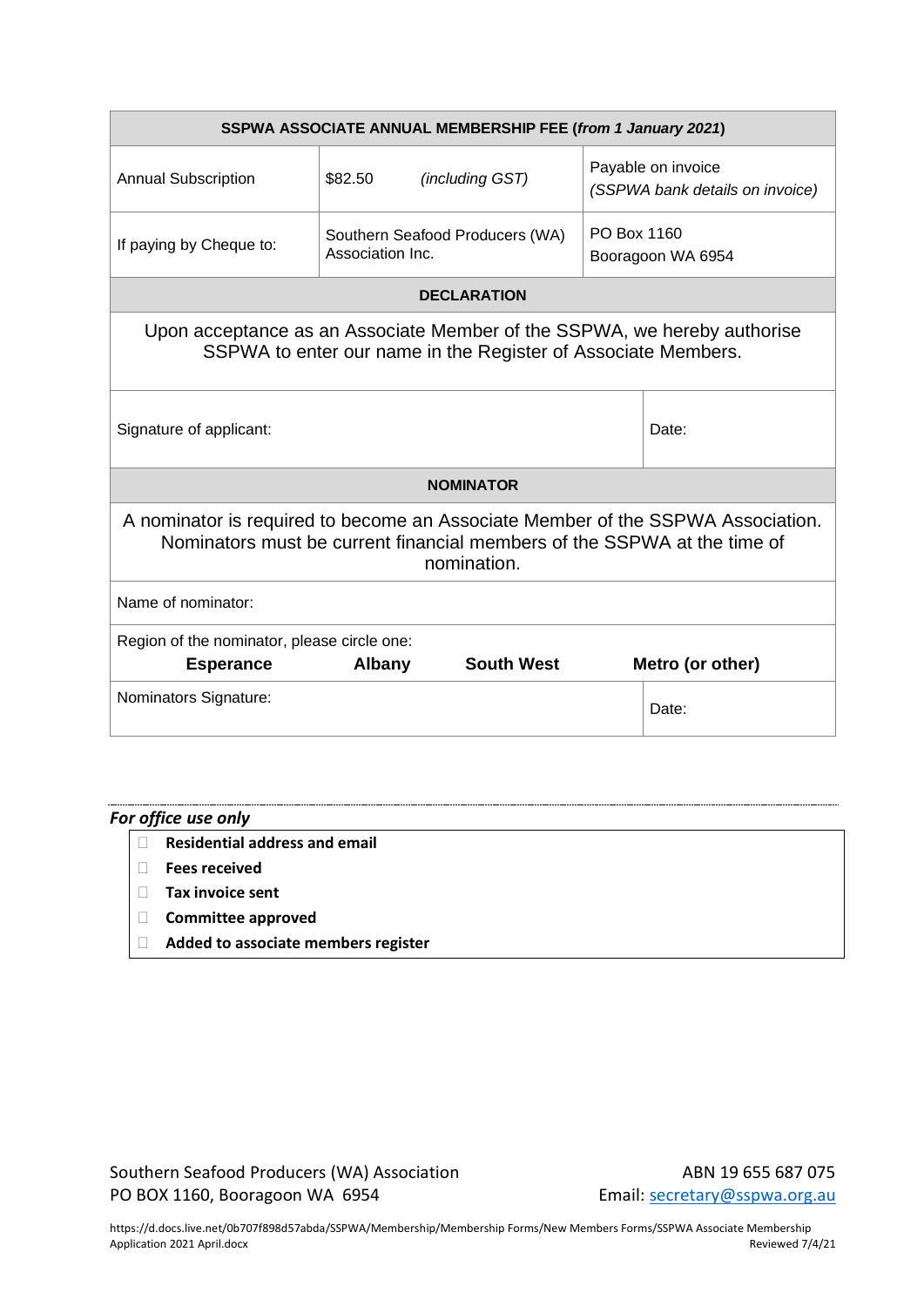| SSPWA ASSOCIATE ANNUAL MEMBERSHIP FEE (*from 1 January 2021*) | | |
| --- | --- | --- |
| Annual Subscription | $82.50 *(including GST)* | Payable on invoice *(SSPWA bank details on invoice)* |
| If paying by Cheque to: | Southern Seafood Producers (WA) Association Inc. | PO Box 1160 Booragoon WA 6954 |

| DECLARATION | |
| --- | --- |
| Upon acceptance as an Associate Member of the SSPWA, we hereby authorise SSPWA to enter our name in the Register of Associate Members. | |
| Signature of applicant: | Date: |

| NOMINATOR | | | |
| --- | --- | --- | --- |
| A nominator is required to become an Associate Member of the SSPWA Association. Nominators must be current financial members of the SSPWA at the time of nomination. | | | |
| Name of nominator: | | | |
| Region of the nominator, please circle one: | | | |
| **Esperance** | **Albany** | **South West** | **Metro (or other)** |
| Nominators Signature: | | | Date: |

***For office use only***

- ☐ **Residential address and email**
- ☐ **Fees received**
- ☐ **Tax invoice sent**
- ☐ **Committee approved**
- ☐ **Added to associate members register**

Southern Seafood Producers (WA) Association
PO BOX 1160, Booragoon WA 6954

ABN 19 655 687 075
Email: secretary@sspwa.org.au

https://d.docs.live.net/0b707f898d57abda/SSPWA/Membership/Membership Forms/New Members Forms/SSPWA Associate Membership Application 2021 April.docx
Reviewed 7/4/21